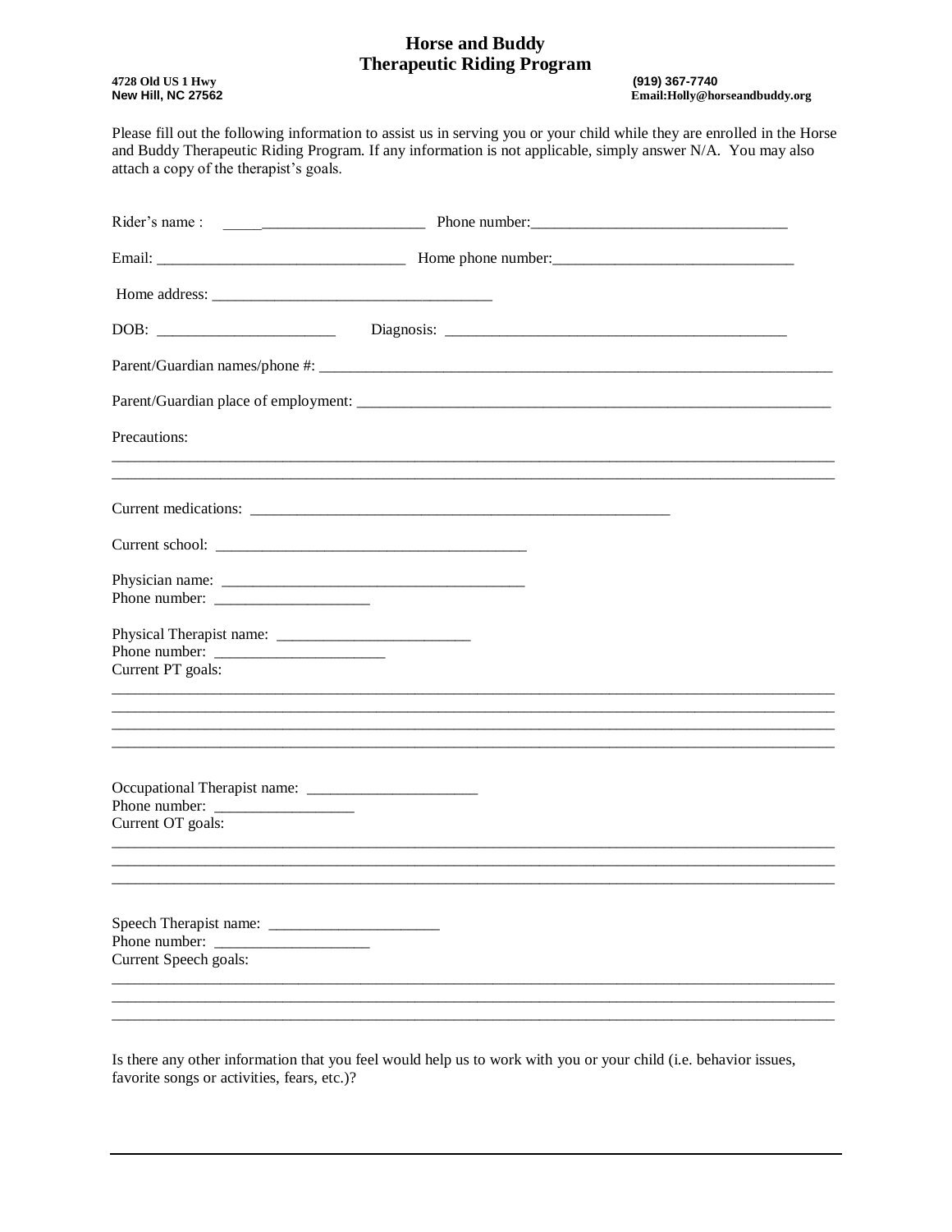# Horse and Buddy
# Therapeutic Riding Program

**4728 Old US 1 Hwy**
**New Hill, NC 27562**

**(919) 367-7740**
**Email:Holly@horseandbuddy.org**

Please fill out the following information to assist us in serving you or your child while they are enrolled in the Horse and Buddy Therapeutic Riding Program. If any information is not applicable, simply answer N/A. You may also attach a copy of the therapist's goals.

Rider's name : ___________________________ Phone number:_________________________________

Email: _________________________________ Home phone number:________________________________

Home address: _____________________________________

DOB: _______________________ Diagnosis: _____________________________________________

Parent/Guardian names/phone #: ____________________________________________________________________

Parent/Guardian place of employment: _______________________________________________________________

Precautions:

_______________________________________________________________________________________________
_______________________________________________________________________________________________

Current medications: _______________________________________________________

Current school: _______________________________________

Physician name: _______________________________________
Phone number: ____________________

Physical Therapist name: _________________________
Phone number: ______________________
Current PT goals:

_______________________________________________________________________________________________
_______________________________________________________________________________________________
_______________________________________________________________________________________________
_______________________________________________________________________________________________

Occupational Therapist name: ______________________
Phone number: __________________
Current OT goals:

_______________________________________________________________________________________________
_______________________________________________________________________________________________
_______________________________________________________________________________________________

Speech Therapist name: ______________________
Phone number: ____________________
Current Speech goals:

_______________________________________________________________________________________________
_______________________________________________________________________________________________
_______________________________________________________________________________________________

Is there any other information that you feel would help us to work with you or your child (i.e. behavior issues, favorite songs or activities, fears, etc.)?

_______________________________________________________________________________________________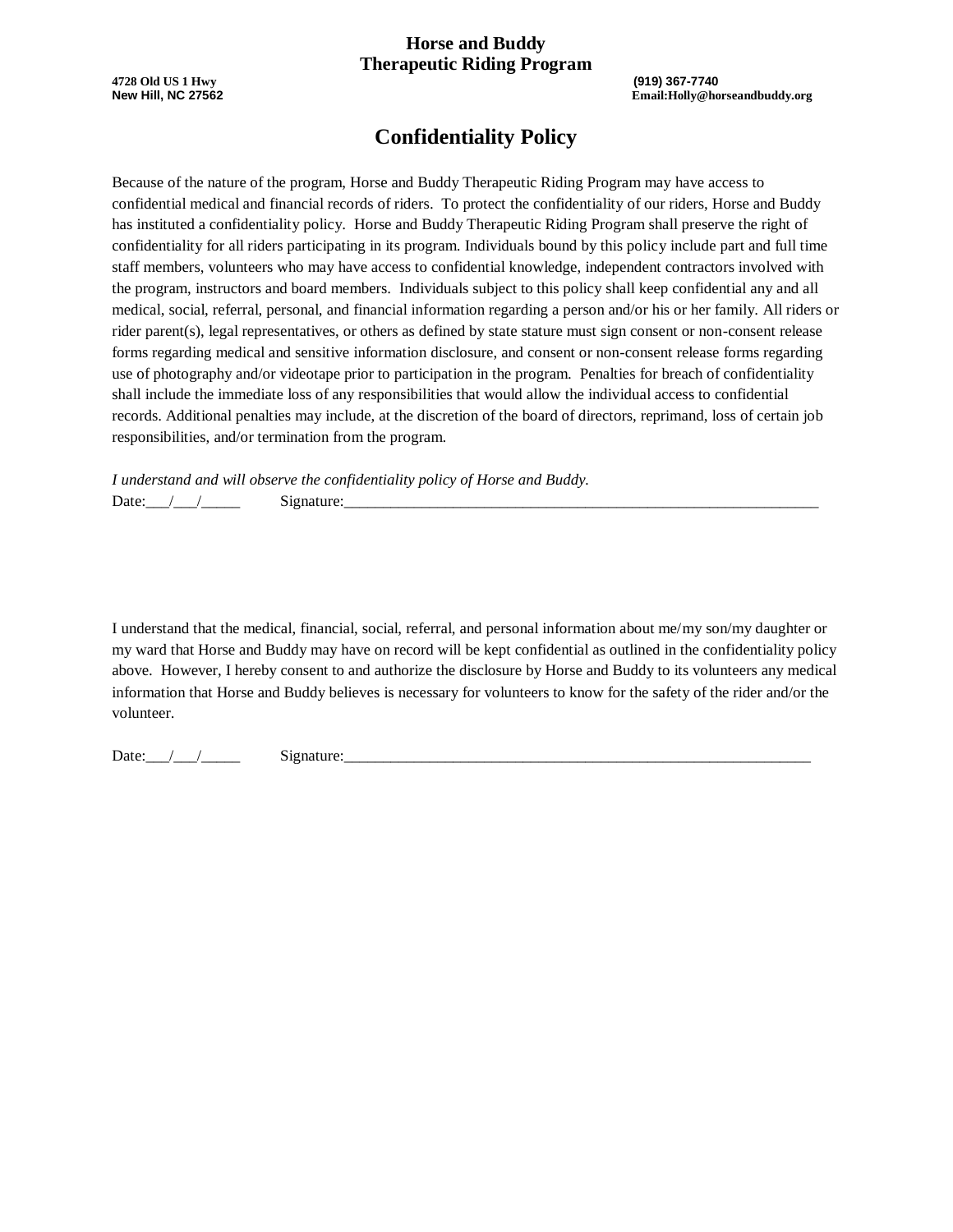**Horse and Buddy**
**Therapeutic Riding Program**

**4728 Old US 1 Hwy**
**New Hill, NC 27562**

**(919) 367-7740**
**Email:Holly@horseandbuddy.org**

# Confidentiality Policy

Because of the nature of the program, Horse and Buddy Therapeutic Riding Program may have access to confidential medical and financial records of riders. To protect the confidentiality of our riders, Horse and Buddy has instituted a confidentiality policy. Horse and Buddy Therapeutic Riding Program shall preserve the right of confidentiality for all riders participating in its program. Individuals bound by this policy include part and full time staff members, volunteers who may have access to confidential knowledge, independent contractors involved with the program, instructors and board members. Individuals subject to this policy shall keep confidential any and all medical, social, referral, personal, and financial information regarding a person and/or his or her family. All riders or rider parent(s), legal representatives, or others as defined by state stature must sign consent or non-consent release forms regarding medical and sensitive information disclosure, and consent or non-consent release forms regarding use of photography and/or videotape prior to participation in the program. Penalties for breach of confidentiality shall include the immediate loss of any responsibilities that would allow the individual access to confidential records. Additional penalties may include, at the discretion of the board of directors, reprimand, loss of certain job responsibilities, and/or termination from the program.

*I understand and will observe the confidentiality policy of Horse and Buddy.*

Date:___/___/_____ Signature:_________________________________________________________________

I understand that the medical, financial, social, referral, and personal information about me/my son/my daughter or my ward that Horse and Buddy may have on record will be kept confidential as outlined in the confidentiality policy above. However, I hereby consent to and authorize the disclosure by Horse and Buddy to its volunteers any medical information that Horse and Buddy believes is necessary for volunteers to know for the safety of the rider and/or the volunteer.

Date:___/___/_____ Signature:________________________________________________________________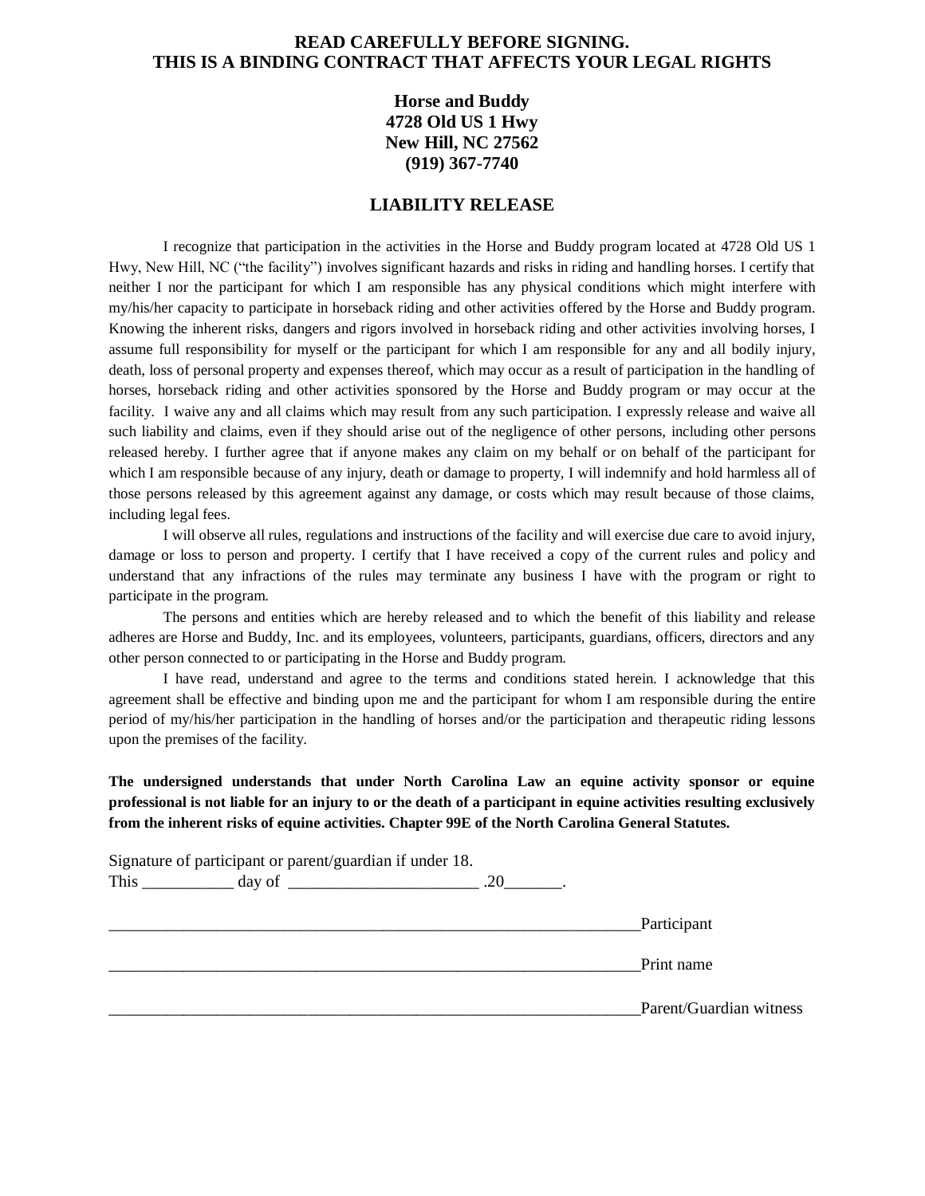**READ CAREFULLY BEFORE SIGNING.**
**THIS IS A BINDING CONTRACT THAT AFFECTS YOUR LEGAL RIGHTS**

**Horse and Buddy**
**4728 Old US 1 Hwy**
**New Hill, NC 27562**
**(919) 367-7740**

## LIABILITY RELEASE

I recognize that participation in the activities in the Horse and Buddy program located at 4728 Old US 1 Hwy, New Hill, NC ("the facility") involves significant hazards and risks in riding and handling horses. I certify that neither I nor the participant for which I am responsible has any physical conditions which might interfere with my/his/her capacity to participate in horseback riding and other activities offered by the Horse and Buddy program. Knowing the inherent risks, dangers and rigors involved in horseback riding and other activities involving horses, I assume full responsibility for myself or the participant for which I am responsible for any and all bodily injury, death, loss of personal property and expenses thereof, which may occur as a result of participation in the handling of horses, horseback riding and other activities sponsored by the Horse and Buddy program or may occur at the facility. I waive any and all claims which may result from any such participation. I expressly release and waive all such liability and claims, even if they should arise out of the negligence of other persons, including other persons released hereby. I further agree that if anyone makes any claim on my behalf or on behalf of the participant for which I am responsible because of any injury, death or damage to property, I will indemnify and hold harmless all of those persons released by this agreement against any damage, or costs which may result because of those claims, including legal fees.

I will observe all rules, regulations and instructions of the facility and will exercise due care to avoid injury, damage or loss to person and property. I certify that I have received a copy of the current rules and policy and understand that any infractions of the rules may terminate any business I have with the program or right to participate in the program.

The persons and entities which are hereby released and to which the benefit of this liability and release adheres are Horse and Buddy, Inc. and its employees, volunteers, participants, guardians, officers, directors and any other person connected to or participating in the Horse and Buddy program.

I have read, understand and agree to the terms and conditions stated herein. I acknowledge that this agreement shall be effective and binding upon me and the participant for whom I am responsible during the entire period of my/his/her participation in the handling of horses and/or the participation and therapeutic riding lessons upon the premises of the facility.

**The undersigned understands that under North Carolina Law an equine activity sponsor or equine professional is not liable for an injury to or the death of a participant in equine activities resulting exclusively from the inherent risks of equine activities. Chapter 99E of the North Carolina General Statutes.**

Signature of participant or parent/guardian if under 18.
This ___________ day of _______________________ .20_______.

___________________________________________________________________Participant

___________________________________________________________________Print name

___________________________________________________________________Parent/Guardian witness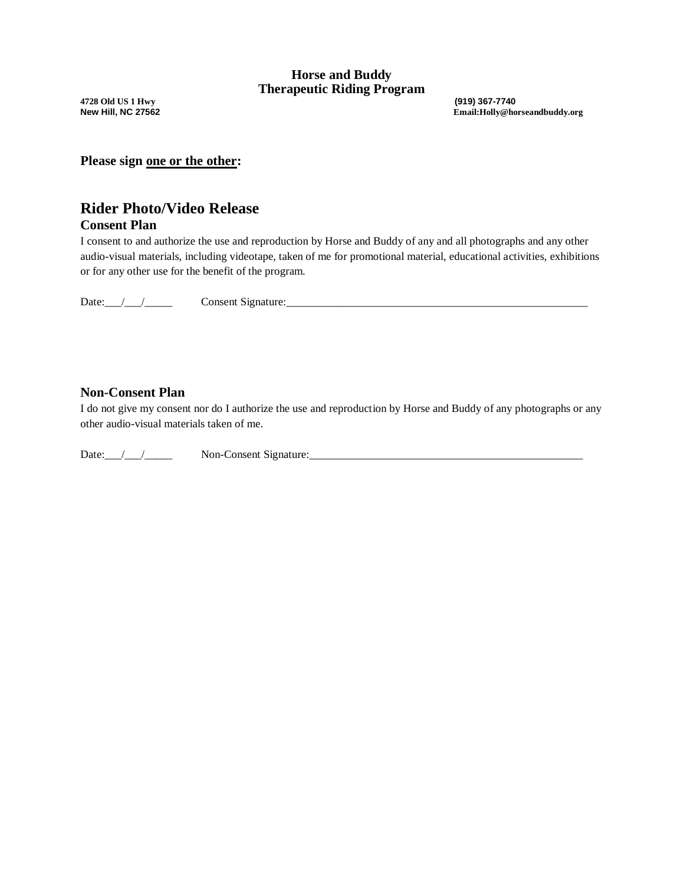**Horse and Buddy**
**Therapeutic Riding Program**

**4728 Old US 1 Hwy** **(919) 367-7740**
**New Hill, NC 27562** **Email:Holly@horseandbuddy.org**

**Please sign <u>one or the other</u>:**

## Rider Photo/Video Release

### Consent Plan

I consent to and authorize the use and reproduction by Horse and Buddy of any and all photographs and any other audio-visual materials, including videotape, taken of me for promotional material, educational activities, exhibitions or for any other use for the benefit of the program.

Date:___/___/_____ Consent Signature:_________________________________________________________

### Non-Consent Plan

I do not give my consent nor do I authorize the use and reproduction by Horse and Buddy of any photographs or any other audio-visual materials taken of me.

Date:___/___/_____ Non-Consent Signature:____________________________________________________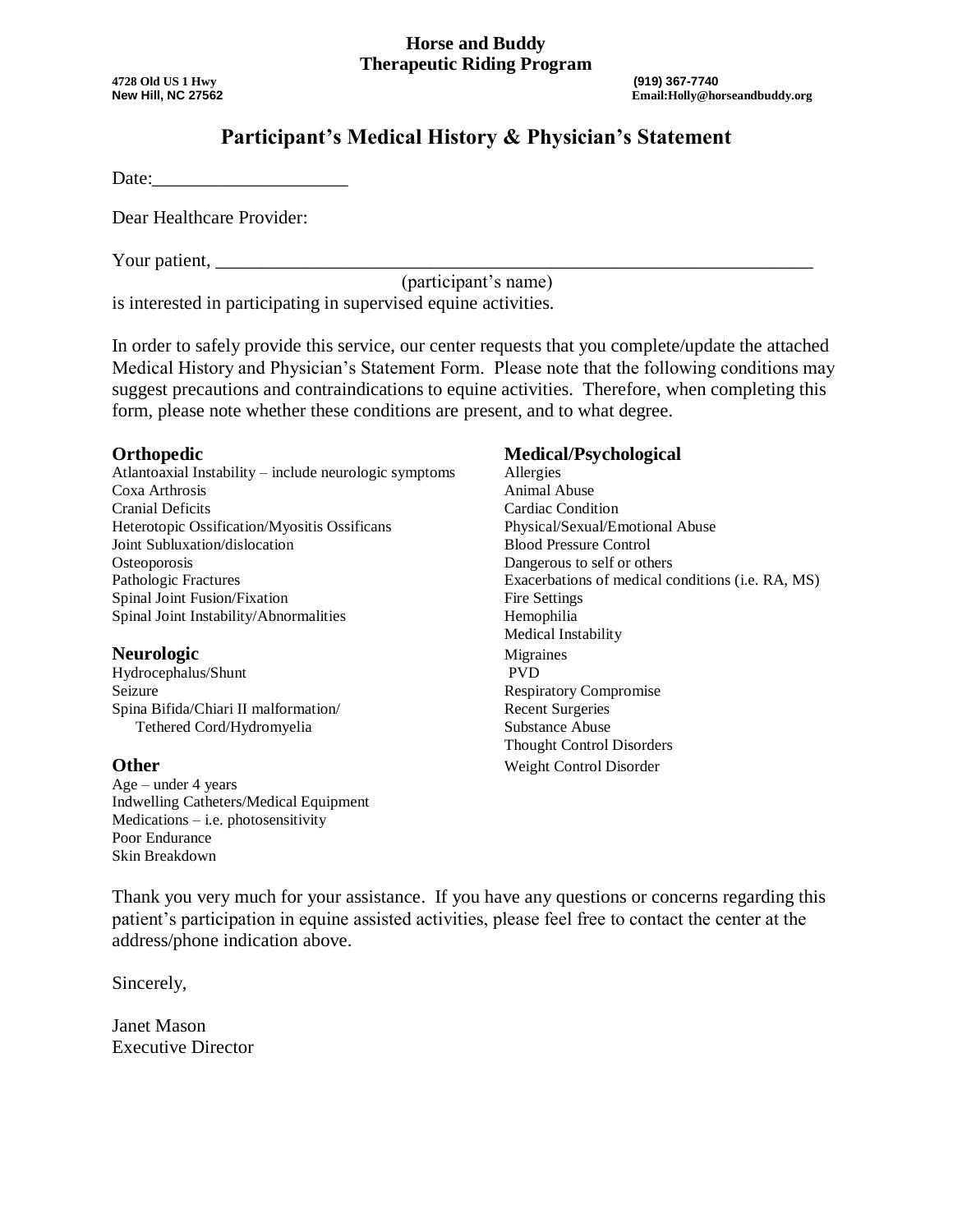**Horse and Buddy**
**Therapeutic Riding Program**

**4728 Old US 1 Hwy**
**New Hill, NC 27562**

**(919) 367-7740**
**Email:Holly@horseandbuddy.org**

# Participant's Medical History & Physician's Statement

Date:____________________

Dear Healthcare Provider:

Your patient, ________________________________________________________________
(participant's name)
is interested in participating in supervised equine activities.

In order to safely provide this service, our center requests that you complete/update the attached Medical History and Physician's Statement Form. Please note that the following conditions may suggest precautions and contraindications to equine activities. Therefore, when completing this form, please note whether these conditions are present, and to what degree.

### Orthopedic

Atlantoaxial Instability – include neurologic symptoms
Coxa Arthrosis
Cranial Deficits
Heterotopic Ossification/Myositis Ossificans
Joint Subluxation/dislocation
Osteoporosis
Pathologic Fractures
Spinal Joint Fusion/Fixation
Spinal Joint Instability/Abnormalities

### Neurologic

Hydrocephalus/Shunt
Seizure
Spina Bifida/Chiari II malformation/
Tethered Cord/Hydromyelia

### Other

Age – under 4 years
Indwelling Catheters/Medical Equipment
Medications – i.e. photosensitivity
Poor Endurance
Skin Breakdown

### Medical/Psychological

Allergies
Animal Abuse
Cardiac Condition
Physical/Sexual/Emotional Abuse
Blood Pressure Control
Dangerous to self or others
Exacerbations of medical conditions (i.e. RA, MS)
Fire Settings
Hemophilia
Medical Instability
Migraines
PVD
Respiratory Compromise
Recent Surgeries
Substance Abuse
Thought Control Disorders
Weight Control Disorder

Thank you very much for your assistance. If you have any questions or concerns regarding this patient's participation in equine assisted activities, please feel free to contact the center at the address/phone indication above.

Sincerely,

Janet Mason
Executive Director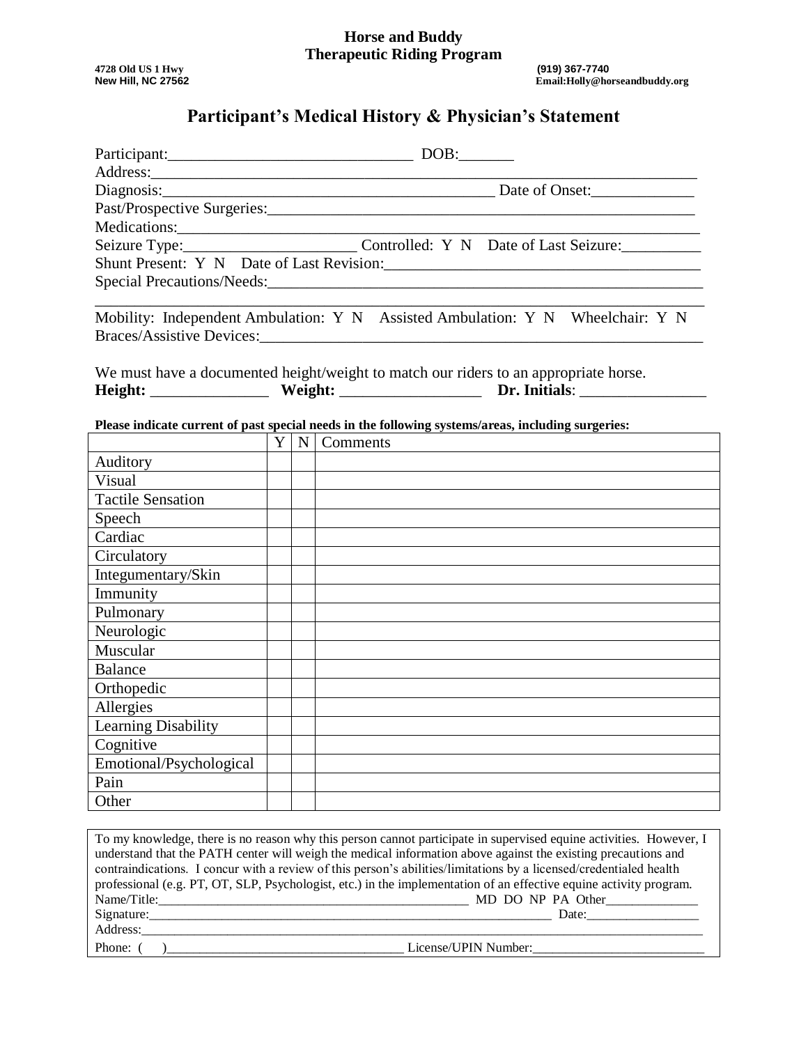**Horse and Buddy**
**Therapeutic Riding Program**

**4728 Old US 1 Hwy**
**New Hill, NC 27562**

**(919) 367-7740**
**Email:Holly@horseandbuddy.org**

# Participant's Medical History & Physician's Statement

Participant:_______________________________ DOB:_______

Address:_________________________________________________________________________

Diagnosis:____________________________________________ Date of Onset:_____________

Past/Prospective Surgeries:__________________________________________________________

Medications:______________________________________________________________________

Seizure Type:_____________________ Controlled: Y N Date of Last Seizure:__________

Shunt Present: Y N Date of Last Revision:_______________________________________

Special Precautions/Needs:___________________________________________________________

___________________________________________________________________________________

Mobility: Independent Ambulation: Y N Assisted Ambulation: Y N Wheelchair: Y N

Braces/Assistive Devices:_____________________________________________________________

We must have a documented height/weight to match our riders to an appropriate horse.

**Height:** _______________ **Weight:** __________________ **Dr. Initials**: ________________

**Please indicate current of past special needs in the following systems/areas, including surgeries:**

| | Y | N | Comments |
|---|---|---|---|
| Auditory | | | |
| Visual | | | |
| Tactile Sensation | | | |
| Speech | | | |
| Cardiac | | | |
| Circulatory | | | |
| Integumentary/Skin | | | |
| Immunity | | | |
| Pulmonary | | | |
| Neurologic | | | |
| Muscular | | | |
| Balance | | | |
| Orthopedic | | | |
| Allergies | | | |
| Learning Disability | | | |
| Cognitive | | | |
| Emotional/Psychological | | | |
| Pain | | | |
| Other | | | |

To my knowledge, there is no reason why this person cannot participate in supervised equine activities. However, I understand that the PATH center will weigh the medical information above against the existing precautions and contraindications. I concur with a review of this person's abilities/limitations by a licensed/credentialed health professional (e.g. PT, OT, SLP, Psychologist, etc.) in the implementation of an effective equine activity program.

Name/Title:__________________________________________________ MD DO NP PA Other______________

Signature:_________________________________________________________________ Date:_________________

Address:___________________________________________________________________________________________

Phone: ( )___________________________________ License/UPIN Number:__________________________